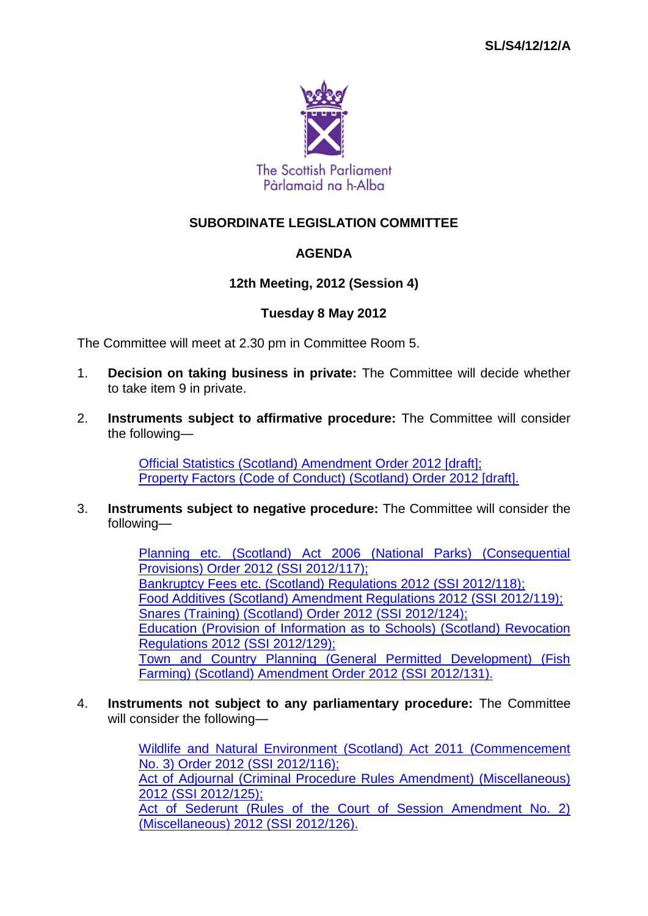SL/S4/12/12/A

The Scottish Parliament
Pàrlamaid na h-Alba

# SUBORDINATE LEGISLATION COMMITTEE

## AGENDA

### 12th Meeting, 2012 (Session 4)

### Tuesday 8 May 2012

The Committee will meet at 2.30 pm in Committee Room 5.

1. **Decision on taking business in private:** The Committee will decide whether to take item 9 in private.

2. **Instruments subject to affirmative procedure:** The Committee will consider the following—

   Official Statistics (Scotland) Amendment Order 2012 [draft];
   Property Factors (Code of Conduct) (Scotland) Order 2012 [draft].

3. **Instruments subject to negative procedure:** The Committee will consider the following—

   Planning etc. (Scotland) Act 2006 (National Parks) (Consequential Provisions) Order 2012 (SSI 2012/117);
   Bankruptcy Fees etc. (Scotland) Regulations 2012 (SSI 2012/118);
   Food Additives (Scotland) Amendment Regulations 2012 (SSI 2012/119);
   Snares (Training) (Scotland) Order 2012 (SSI 2012/124);
   Education (Provision of Information as to Schools) (Scotland) Revocation Regulations 2012 (SSI 2012/129);
   Town and Country Planning (General Permitted Development) (Fish Farming) (Scotland) Amendment Order 2012 (SSI 2012/131).

4. **Instruments not subject to any parliamentary procedure:** The Committee will consider the following—

   Wildlife and Natural Environment (Scotland) Act 2011 (Commencement No. 3) Order 2012 (SSI 2012/116);
   Act of Adjournal (Criminal Procedure Rules Amendment) (Miscellaneous) 2012 (SSI 2012/125);
   Act of Sederunt (Rules of the Court of Session Amendment No. 2) (Miscellaneous) 2012 (SSI 2012/126).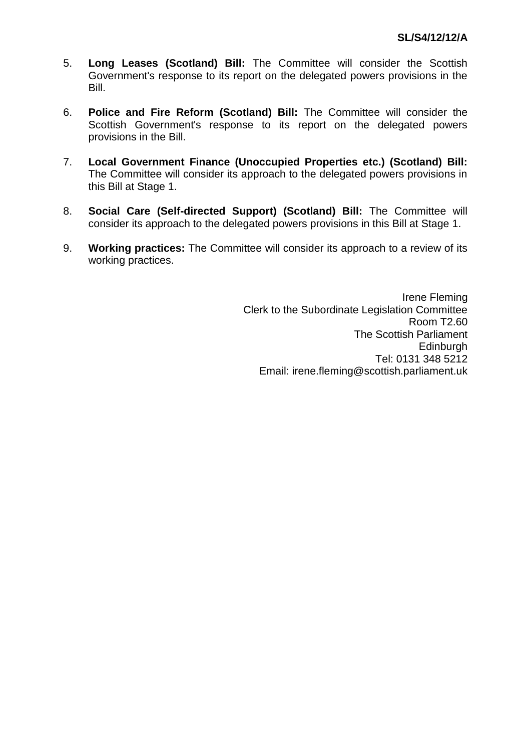5. **Long Leases (Scotland) Bill:** The Committee will consider the Scottish Government's response to its report on the delegated powers provisions in the Bill.

6. **Police and Fire Reform (Scotland) Bill:** The Committee will consider the Scottish Government's response to its report on the delegated powers provisions in the Bill.

7. **Local Government Finance (Unoccupied Properties etc.) (Scotland) Bill:** The Committee will consider its approach to the delegated powers provisions in this Bill at Stage 1.

8. **Social Care (Self-directed Support) (Scotland) Bill:** The Committee will consider its approach to the delegated powers provisions in this Bill at Stage 1.

9. **Working practices:** The Committee will consider its approach to a review of its working practices.

Irene Fleming
Clerk to the Subordinate Legislation Committee
Room T2.60
The Scottish Parliament
Edinburgh
Tel: 0131 348 5212
Email: irene.fleming@scottish.parliament.uk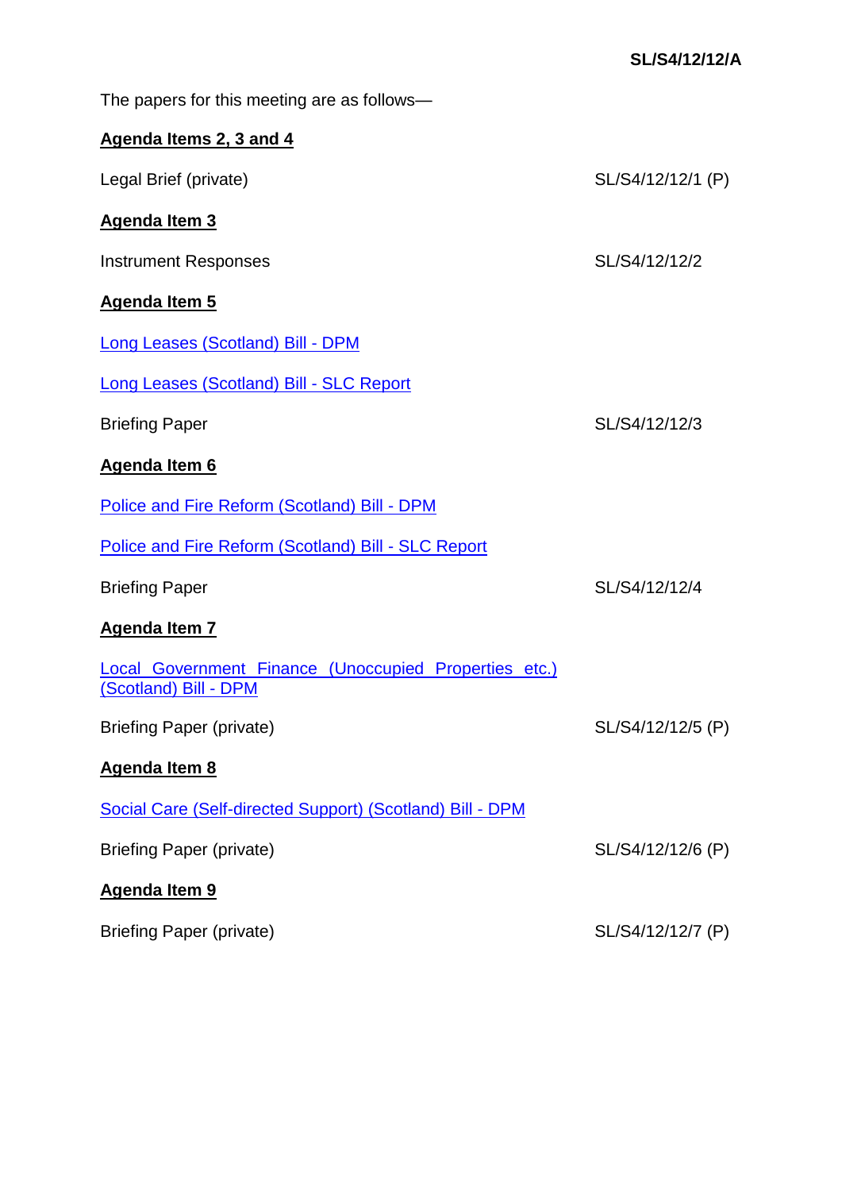SL/S4/12/12/A

The papers for this meeting are as follows—

**Agenda Items 2, 3 and 4**

Legal Brief (private) SL/S4/12/12/1 (P)

**Agenda Item 3**

Instrument Responses SL/S4/12/12/2

**Agenda Item 5**

Long Leases (Scotland) Bill - DPM

Long Leases (Scotland) Bill - SLC Report

Briefing Paper SL/S4/12/12/3

**Agenda Item 6**

Police and Fire Reform (Scotland) Bill - DPM

Police and Fire Reform (Scotland) Bill - SLC Report

Briefing Paper SL/S4/12/12/4

**Agenda Item 7**

Local Government Finance (Unoccupied Properties etc.) (Scotland) Bill - DPM

Briefing Paper (private) SL/S4/12/12/5 (P)

**Agenda Item 8**

Social Care (Self-directed Support) (Scotland) Bill - DPM

Briefing Paper (private) SL/S4/12/12/6 (P)

**Agenda Item 9**

Briefing Paper (private) SL/S4/12/12/7 (P)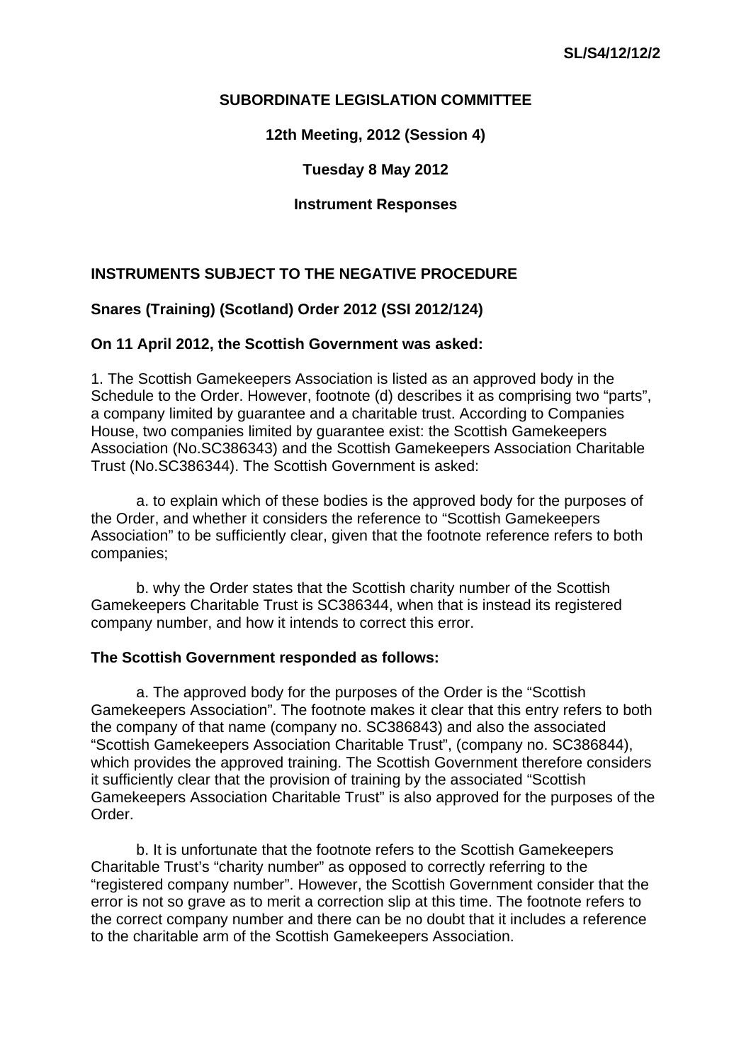**SL/S4/12/12/2**

**SUBORDINATE LEGISLATION COMMITTEE**

**12th Meeting, 2012 (Session 4)**

**Tuesday 8 May 2012**

**Instrument Responses**

## INSTRUMENTS SUBJECT TO THE NEGATIVE PROCEDURE

### Snares (Training) (Scotland) Order 2012 (SSI 2012/124)

**On 11 April 2012, the Scottish Government was asked:**

1. The Scottish Gamekeepers Association is listed as an approved body in the Schedule to the Order. However, footnote (d) describes it as comprising two "parts", a company limited by guarantee and a charitable trust. According to Companies House, two companies limited by guarantee exist: the Scottish Gamekeepers Association (No.SC386343) and the Scottish Gamekeepers Association Charitable Trust (No.SC386344). The Scottish Government is asked:

a. to explain which of these bodies is the approved body for the purposes of the Order, and whether it considers the reference to "Scottish Gamekeepers Association" to be sufficiently clear, given that the footnote reference refers to both companies;

b. why the Order states that the Scottish charity number of the Scottish Gamekeepers Charitable Trust is SC386344, when that is instead its registered company number, and how it intends to correct this error.

**The Scottish Government responded as follows:**

a. The approved body for the purposes of the Order is the "Scottish Gamekeepers Association". The footnote makes it clear that this entry refers to both the company of that name (company no. SC386843) and also the associated "Scottish Gamekeepers Association Charitable Trust", (company no. SC386844), which provides the approved training. The Scottish Government therefore considers it sufficiently clear that the provision of training by the associated "Scottish Gamekeepers Association Charitable Trust" is also approved for the purposes of the Order.

b. It is unfortunate that the footnote refers to the Scottish Gamekeepers Charitable Trust's "charity number" as opposed to correctly referring to the "registered company number". However, the Scottish Government consider that the error is not so grave as to merit a correction slip at this time. The footnote refers to the correct company number and there can be no doubt that it includes a reference to the charitable arm of the Scottish Gamekeepers Association.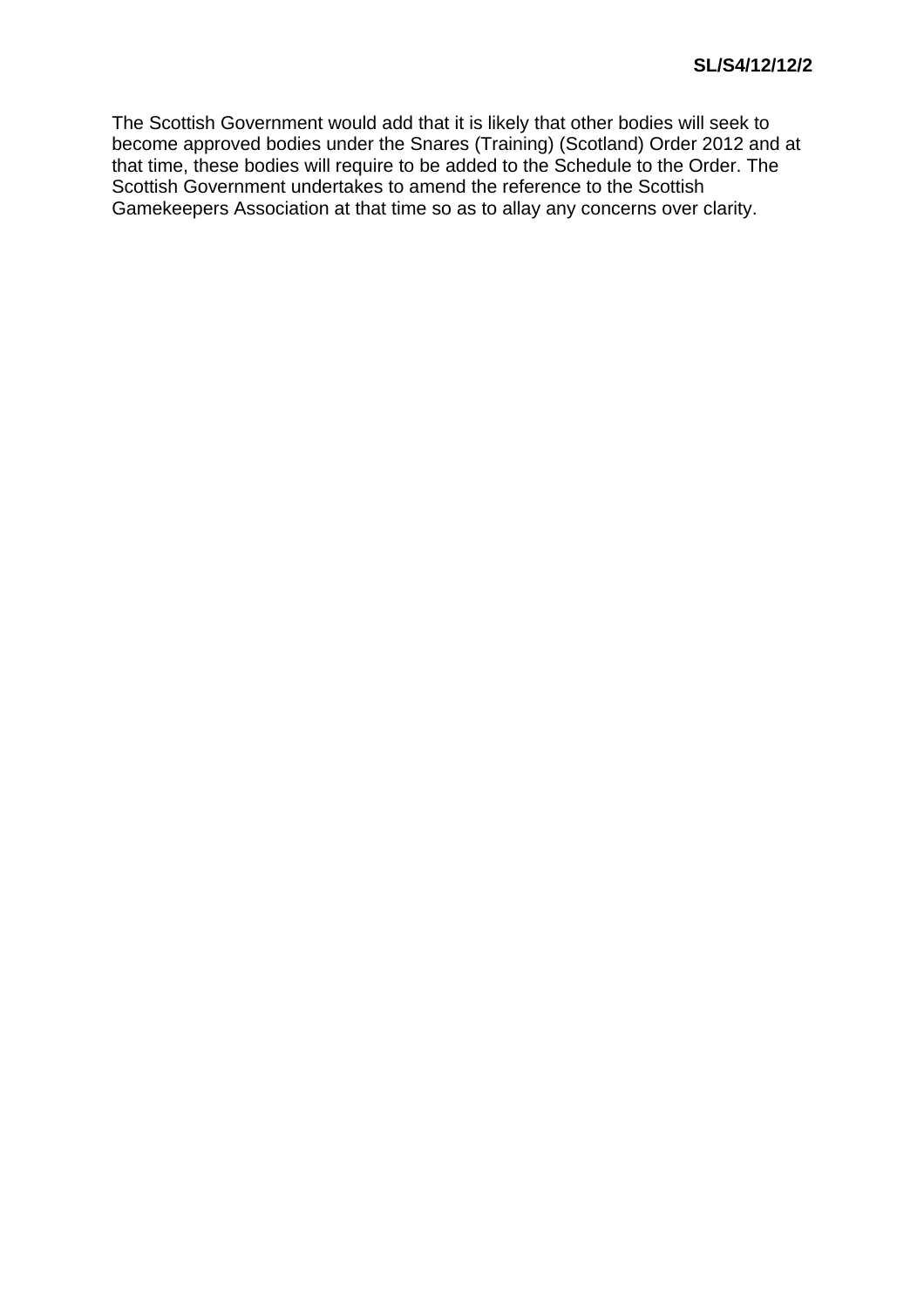The Scottish Government would add that it is likely that other bodies will seek to become approved bodies under the Snares (Training) (Scotland) Order 2012 and at that time, these bodies will require to be added to the Schedule to the Order. The Scottish Government undertakes to amend the reference to the Scottish Gamekeepers Association at that time so as to allay any concerns over clarity.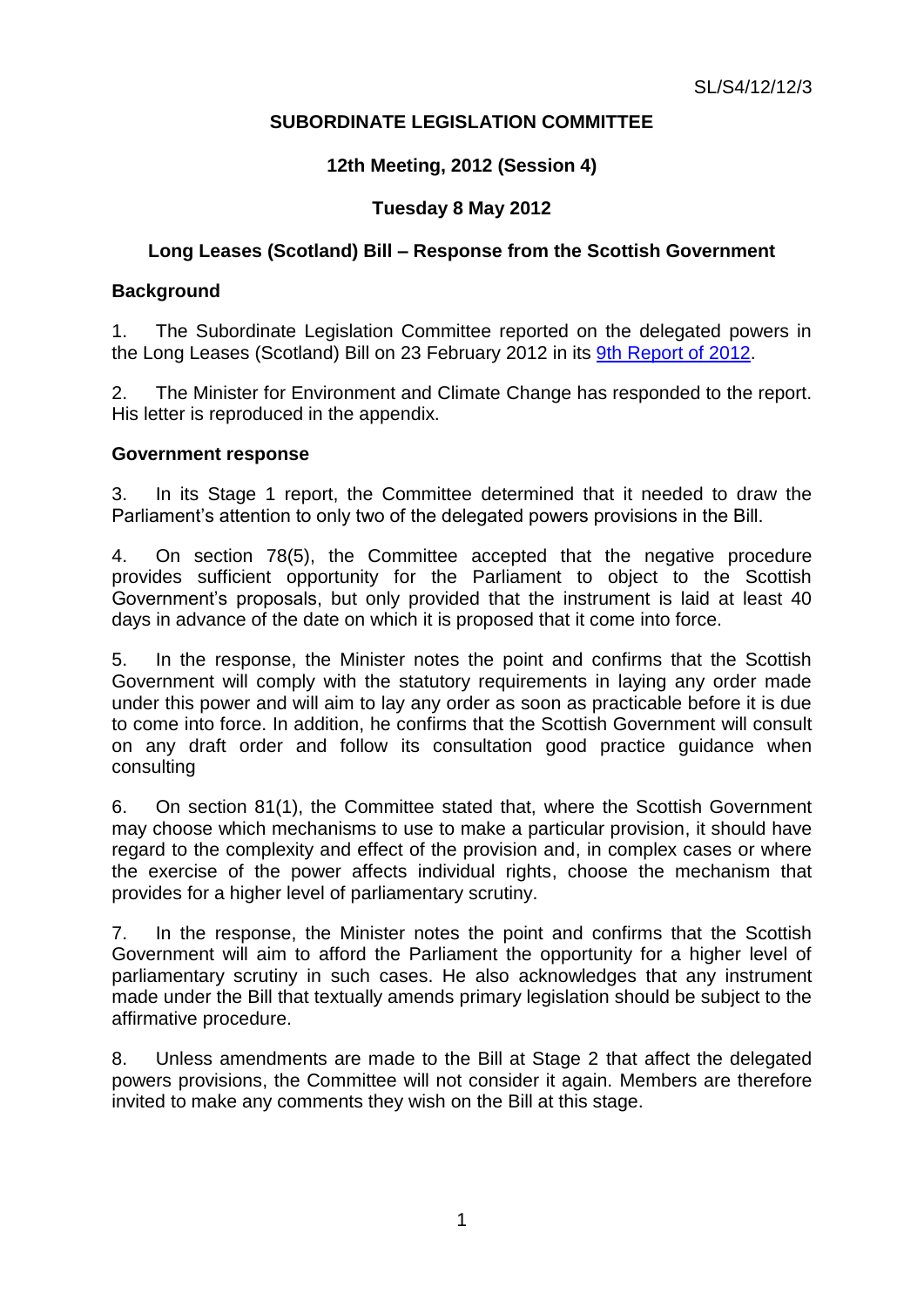SL/S4/12/12/3

**SUBORDINATE LEGISLATION COMMITTEE**

**12th Meeting, 2012 (Session 4)**

**Tuesday 8 May 2012**

## Long Leases (Scotland) Bill – Response from the Scottish Government

### Background

1. The Subordinate Legislation Committee reported on the delegated powers in the Long Leases (Scotland) Bill on 23 February 2012 in its 9th Report of 2012.

2. The Minister for Environment and Climate Change has responded to the report. His letter is reproduced in the appendix.

### Government response

3. In its Stage 1 report, the Committee determined that it needed to draw the Parliament's attention to only two of the delegated powers provisions in the Bill.

4. On section 78(5), the Committee accepted that the negative procedure provides sufficient opportunity for the Parliament to object to the Scottish Government's proposals, but only provided that the instrument is laid at least 40 days in advance of the date on which it is proposed that it come into force.

5. In the response, the Minister notes the point and confirms that the Scottish Government will comply with the statutory requirements in laying any order made under this power and will aim to lay any order as soon as practicable before it is due to come into force. In addition, he confirms that the Scottish Government will consult on any draft order and follow its consultation good practice guidance when consulting

6. On section 81(1), the Committee stated that, where the Scottish Government may choose which mechanisms to use to make a particular provision, it should have regard to the complexity and effect of the provision and, in complex cases or where the exercise of the power affects individual rights, choose the mechanism that provides for a higher level of parliamentary scrutiny.

7. In the response, the Minister notes the point and confirms that the Scottish Government will aim to afford the Parliament the opportunity for a higher level of parliamentary scrutiny in such cases. He also acknowledges that any instrument made under the Bill that textually amends primary legislation should be subject to the affirmative procedure.

8. Unless amendments are made to the Bill at Stage 2 that affect the delegated powers provisions, the Committee will not consider it again. Members are therefore invited to make any comments they wish on the Bill at this stage.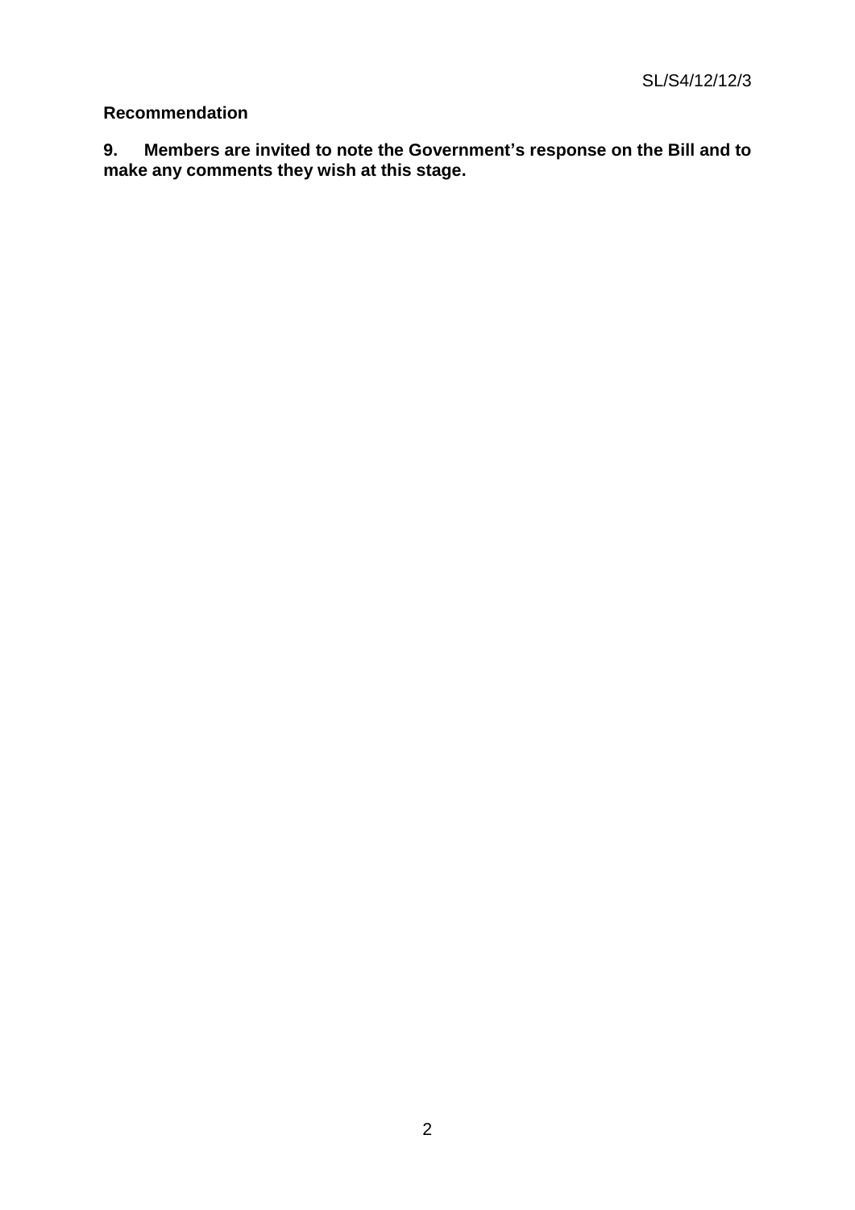**Recommendation**

**9. Members are invited to note the Government's response on the Bill and to make any comments they wish at this stage.**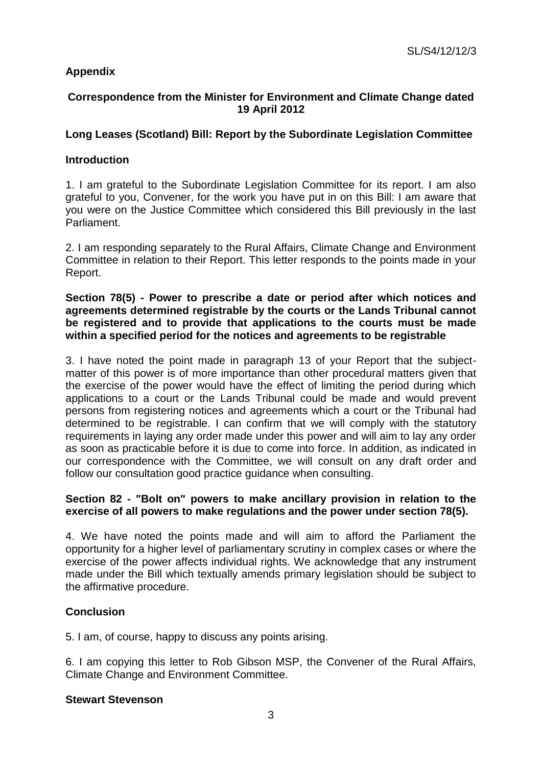## Appendix

### Correspondence from the Minister for Environment and Climate Change dated 19 April 2012

### Long Leases (Scotland) Bill: Report by the Subordinate Legislation Committee

**Introduction**

1. I am grateful to the Subordinate Legislation Committee for its report. I am also grateful to you, Convener, for the work you have put in on this Bill: I am aware that you were on the Justice Committee which considered this Bill previously in the last Parliament.

2. I am responding separately to the Rural Affairs, Climate Change and Environment Committee in relation to their Report. This letter responds to the points made in your Report.

**Section 78(5) - Power to prescribe a date or period after which notices and agreements determined registrable by the courts or the Lands Tribunal cannot be registered and to provide that applications to the courts must be made within a specified period for the notices and agreements to be registrable**

3. I have noted the point made in paragraph 13 of your Report that the subject-matter of this power is of more importance than other procedural matters given that the exercise of the power would have the effect of limiting the period during which applications to a court or the Lands Tribunal could be made and would prevent persons from registering notices and agreements which a court or the Tribunal had determined to be registrable. I can confirm that we will comply with the statutory requirements in laying any order made under this power and will aim to lay any order as soon as practicable before it is due to come into force. In addition, as indicated in our correspondence with the Committee, we will consult on any draft order and follow our consultation good practice guidance when consulting.

**Section 82 - "Bolt on" powers to make ancillary provision in relation to the exercise of all powers to make regulations and the power under section 78(5).**

4. We have noted the points made and will aim to afford the Parliament the opportunity for a higher level of parliamentary scrutiny in complex cases or where the exercise of the power affects individual rights. We acknowledge that any instrument made under the Bill which textually amends primary legislation should be subject to the affirmative procedure.

**Conclusion**

5. I am, of course, happy to discuss any points arising.

6. I am copying this letter to Rob Gibson MSP, the Convener of the Rural Affairs, Climate Change and Environment Committee.

**Stewart Stevenson**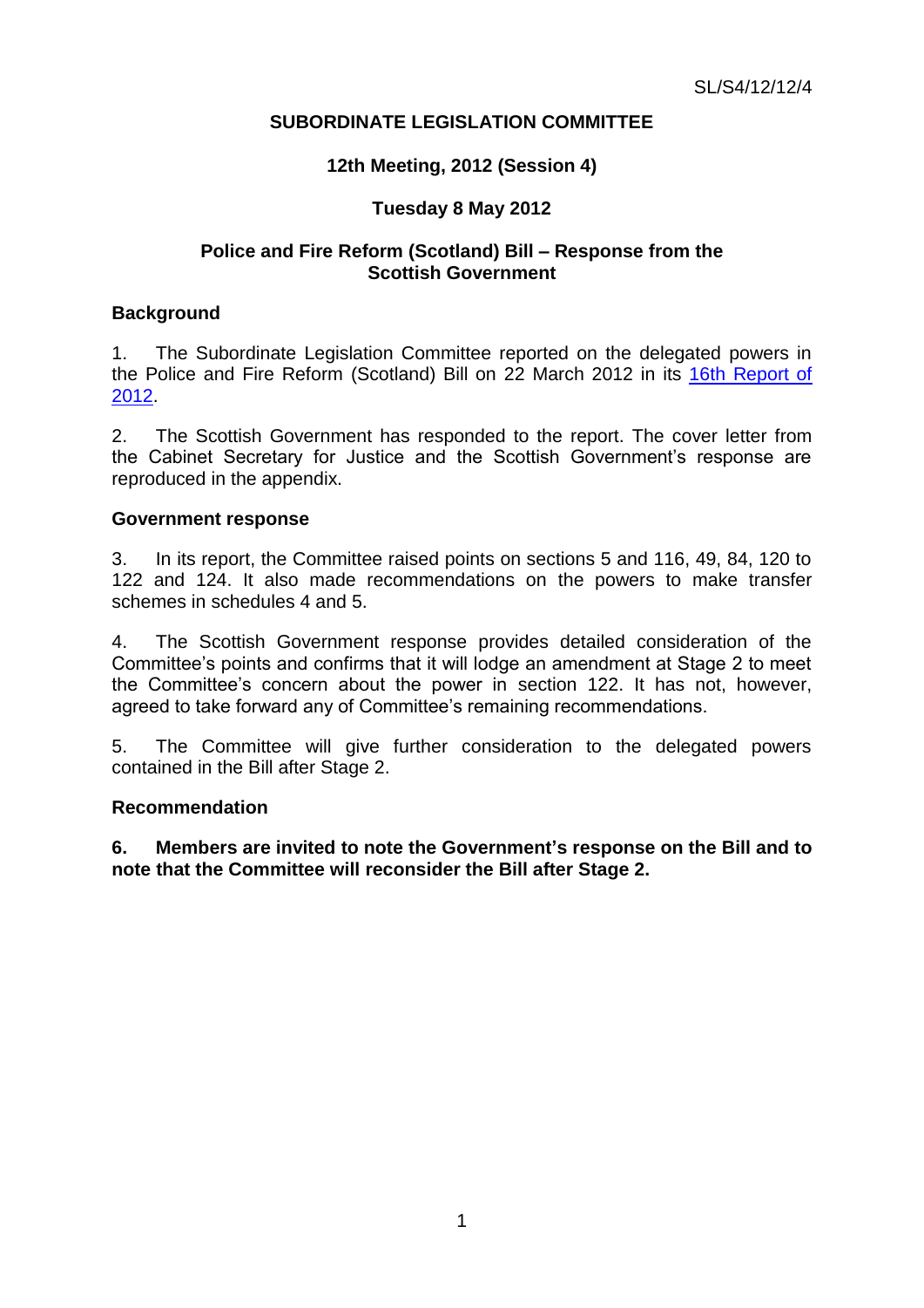SL/S4/12/12/4

**SUBORDINATE LEGISLATION COMMITTEE**

**12th Meeting, 2012 (Session 4)**

**Tuesday 8 May 2012**

**Police and Fire Reform (Scotland) Bill – Response from the Scottish Government**

## Background

1. The Subordinate Legislation Committee reported on the delegated powers in the Police and Fire Reform (Scotland) Bill on 22 March 2012 in its 16th Report of 2012.

2. The Scottish Government has responded to the report. The cover letter from the Cabinet Secretary for Justice and the Scottish Government's response are reproduced in the appendix.

## Government response

3. In its report, the Committee raised points on sections 5 and 116, 49, 84, 120 to 122 and 124. It also made recommendations on the powers to make transfer schemes in schedules 4 and 5.

4. The Scottish Government response provides detailed consideration of the Committee's points and confirms that it will lodge an amendment at Stage 2 to meet the Committee's concern about the power in section 122. It has not, however, agreed to take forward any of Committee's remaining recommendations.

5. The Committee will give further consideration to the delegated powers contained in the Bill after Stage 2.

## Recommendation

**6. Members are invited to note the Government's response on the Bill and to note that the Committee will reconsider the Bill after Stage 2.**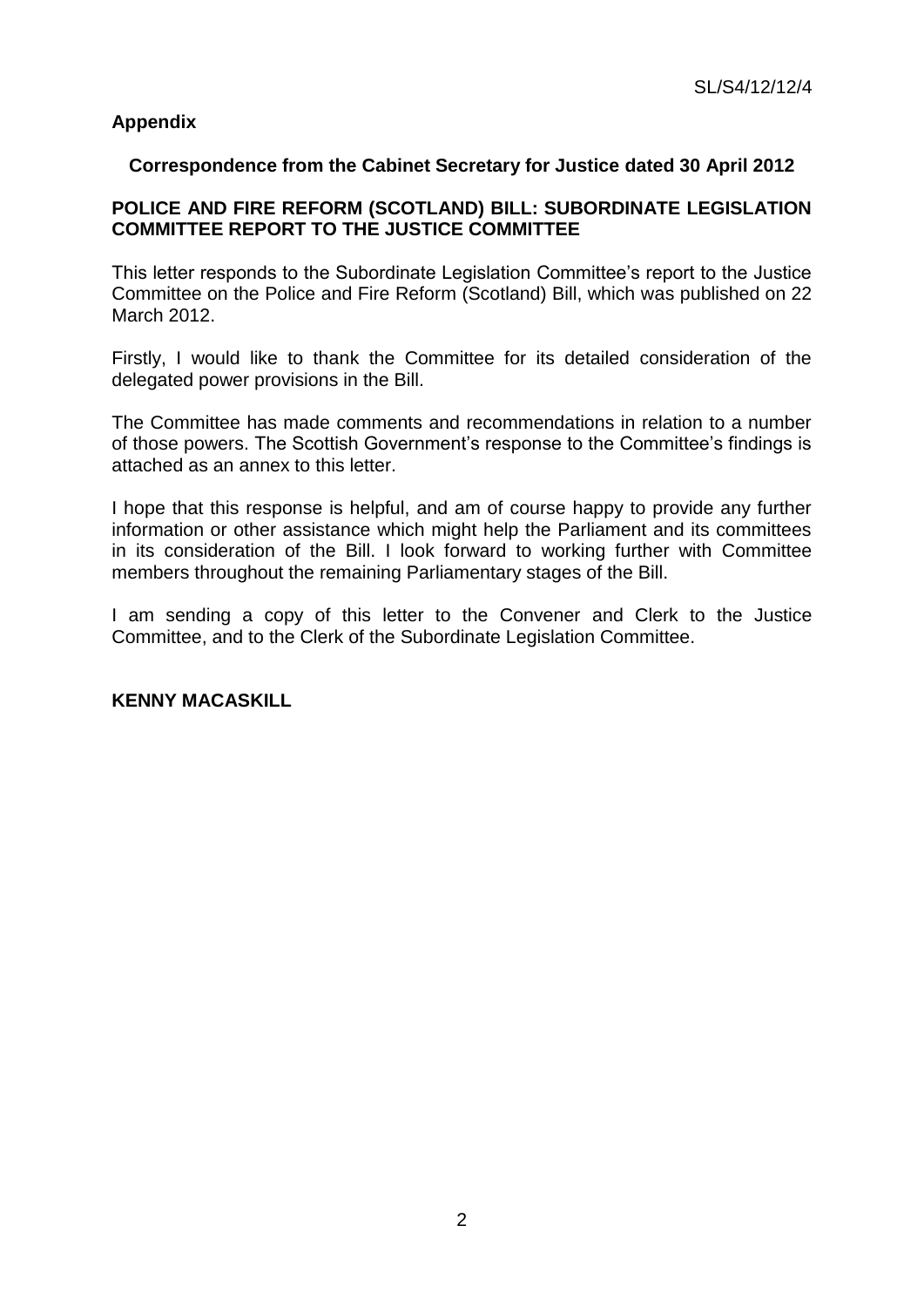SL/S4/12/12/4

## Appendix

### Correspondence from the Cabinet Secretary for Justice dated 30 April 2012

**POLICE AND FIRE REFORM (SCOTLAND) BILL: SUBORDINATE LEGISLATION COMMITTEE REPORT TO THE JUSTICE COMMITTEE**

This letter responds to the Subordinate Legislation Committee's report to the Justice Committee on the Police and Fire Reform (Scotland) Bill, which was published on 22 March 2012.

Firstly, I would like to thank the Committee for its detailed consideration of the delegated power provisions in the Bill.

The Committee has made comments and recommendations in relation to a number of those powers. The Scottish Government's response to the Committee's findings is attached as an annex to this letter.

I hope that this response is helpful, and am of course happy to provide any further information or other assistance which might help the Parliament and its committees in its consideration of the Bill. I look forward to working further with Committee members throughout the remaining Parliamentary stages of the Bill.

I am sending a copy of this letter to the Convener and Clerk to the Justice Committee, and to the Clerk of the Subordinate Legislation Committee.

**KENNY MACASKILL**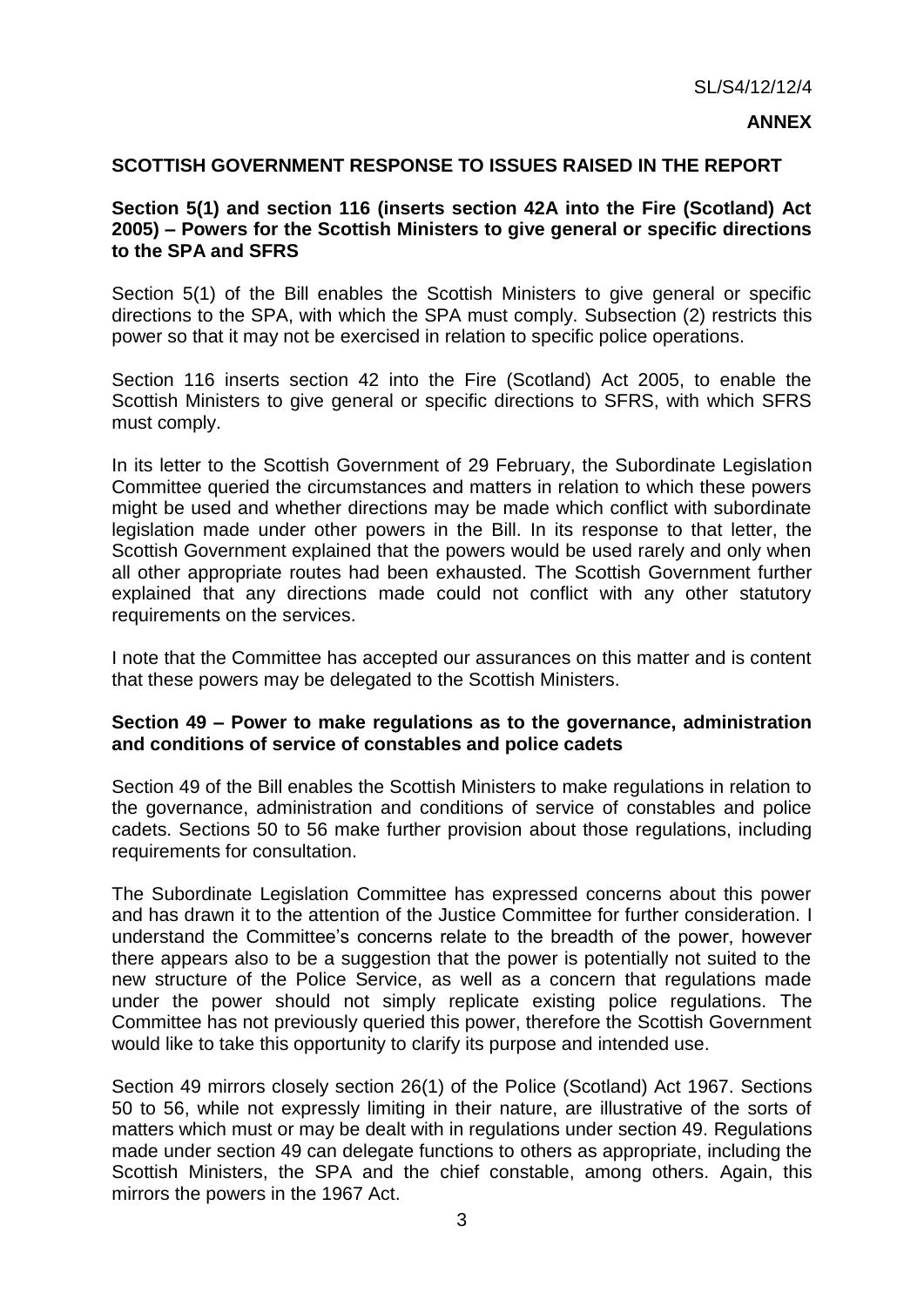SL/S4/12/12/4

**ANNEX**

## SCOTTISH GOVERNMENT RESPONSE TO ISSUES RAISED IN THE REPORT

### Section 5(1) and section 116 (inserts section 42A into the Fire (Scotland) Act 2005) – Powers for the Scottish Ministers to give general or specific directions to the SPA and SFRS

Section 5(1) of the Bill enables the Scottish Ministers to give general or specific directions to the SPA, with which the SPA must comply. Subsection (2) restricts this power so that it may not be exercised in relation to specific police operations.

Section 116 inserts section 42 into the Fire (Scotland) Act 2005, to enable the Scottish Ministers to give general or specific directions to SFRS, with which SFRS must comply.

In its letter to the Scottish Government of 29 February, the Subordinate Legislation Committee queried the circumstances and matters in relation to which these powers might be used and whether directions may be made which conflict with subordinate legislation made under other powers in the Bill. In its response to that letter, the Scottish Government explained that the powers would be used rarely and only when all other appropriate routes had been exhausted. The Scottish Government further explained that any directions made could not conflict with any other statutory requirements on the services.

I note that the Committee has accepted our assurances on this matter and is content that these powers may be delegated to the Scottish Ministers.

### Section 49 – Power to make regulations as to the governance, administration and conditions of service of constables and police cadets

Section 49 of the Bill enables the Scottish Ministers to make regulations in relation to the governance, administration and conditions of service of constables and police cadets. Sections 50 to 56 make further provision about those regulations, including requirements for consultation.

The Subordinate Legislation Committee has expressed concerns about this power and has drawn it to the attention of the Justice Committee for further consideration. I understand the Committee's concerns relate to the breadth of the power, however there appears also to be a suggestion that the power is potentially not suited to the new structure of the Police Service, as well as a concern that regulations made under the power should not simply replicate existing police regulations. The Committee has not previously queried this power, therefore the Scottish Government would like to take this opportunity to clarify its purpose and intended use.

Section 49 mirrors closely section 26(1) of the Police (Scotland) Act 1967. Sections 50 to 56, while not expressly limiting in their nature, are illustrative of the sorts of matters which must or may be dealt with in regulations under section 49. Regulations made under section 49 can delegate functions to others as appropriate, including the Scottish Ministers, the SPA and the chief constable, among others. Again, this mirrors the powers in the 1967 Act.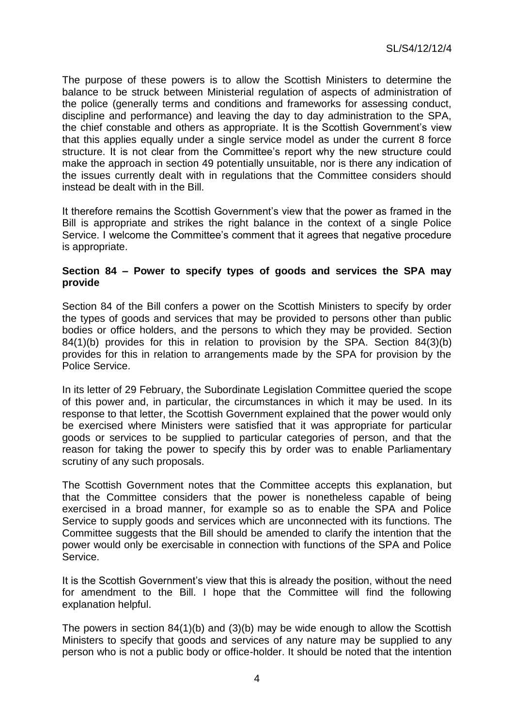The purpose of these powers is to allow the Scottish Ministers to determine the balance to be struck between Ministerial regulation of aspects of administration of the police (generally terms and conditions and frameworks for assessing conduct, discipline and performance) and leaving the day to day administration to the SPA, the chief constable and others as appropriate. It is the Scottish Government's view that this applies equally under a single service model as under the current 8 force structure. It is not clear from the Committee's report why the new structure could make the approach in section 49 potentially unsuitable, nor is there any indication of the issues currently dealt with in regulations that the Committee considers should instead be dealt with in the Bill.

It therefore remains the Scottish Government's view that the power as framed in the Bill is appropriate and strikes the right balance in the context of a single Police Service. I welcome the Committee's comment that it agrees that negative procedure is appropriate.

**Section 84 – Power to specify types of goods and services the SPA may provide**

Section 84 of the Bill confers a power on the Scottish Ministers to specify by order the types of goods and services that may be provided to persons other than public bodies or office holders, and the persons to which they may be provided. Section 84(1)(b) provides for this in relation to provision by the SPA. Section 84(3)(b) provides for this in relation to arrangements made by the SPA for provision by the Police Service.

In its letter of 29 February, the Subordinate Legislation Committee queried the scope of this power and, in particular, the circumstances in which it may be used. In its response to that letter, the Scottish Government explained that the power would only be exercised where Ministers were satisfied that it was appropriate for particular goods or services to be supplied to particular categories of person, and that the reason for taking the power to specify this by order was to enable Parliamentary scrutiny of any such proposals.

The Scottish Government notes that the Committee accepts this explanation, but that the Committee considers that the power is nonetheless capable of being exercised in a broad manner, for example so as to enable the SPA and Police Service to supply goods and services which are unconnected with its functions. The Committee suggests that the Bill should be amended to clarify the intention that the power would only be exercisable in connection with functions of the SPA and Police Service.

It is the Scottish Government's view that this is already the position, without the need for amendment to the Bill. I hope that the Committee will find the following explanation helpful.

The powers in section 84(1)(b) and (3)(b) may be wide enough to allow the Scottish Ministers to specify that goods and services of any nature may be supplied to any person who is not a public body or office-holder. It should be noted that the intention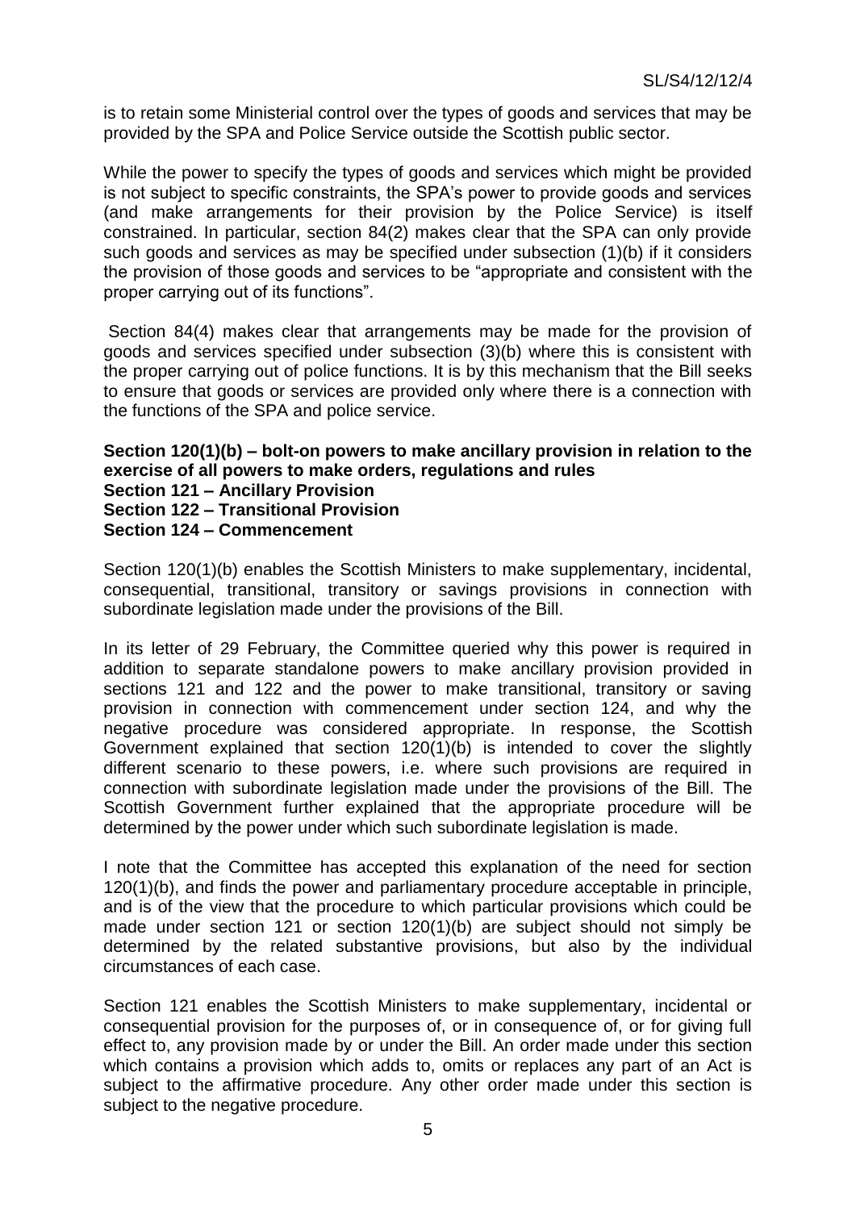is to retain some Ministerial control over the types of goods and services that may be provided by the SPA and Police Service outside the Scottish public sector.

While the power to specify the types of goods and services which might be provided is not subject to specific constraints, the SPA's power to provide goods and services (and make arrangements for their provision by the Police Service) is itself constrained. In particular, section 84(2) makes clear that the SPA can only provide such goods and services as may be specified under subsection (1)(b) if it considers the provision of those goods and services to be "appropriate and consistent with the proper carrying out of its functions".

Section 84(4) makes clear that arrangements may be made for the provision of goods and services specified under subsection (3)(b) where this is consistent with the proper carrying out of police functions. It is by this mechanism that the Bill seeks to ensure that goods or services are provided only where there is a connection with the functions of the SPA and police service.

**Section 120(1)(b) – bolt-on powers to make ancillary provision in relation to the exercise of all powers to make orders, regulations and rules**
**Section 121 – Ancillary Provision**
**Section 122 – Transitional Provision**
**Section 124 – Commencement**

Section 120(1)(b) enables the Scottish Ministers to make supplementary, incidental, consequential, transitional, transitory or savings provisions in connection with subordinate legislation made under the provisions of the Bill.

In its letter of 29 February, the Committee queried why this power is required in addition to separate standalone powers to make ancillary provision provided in sections 121 and 122 and the power to make transitional, transitory or saving provision in connection with commencement under section 124, and why the negative procedure was considered appropriate. In response, the Scottish Government explained that section 120(1)(b) is intended to cover the slightly different scenario to these powers, i.e. where such provisions are required in connection with subordinate legislation made under the provisions of the Bill. The Scottish Government further explained that the appropriate procedure will be determined by the power under which such subordinate legislation is made.

I note that the Committee has accepted this explanation of the need for section 120(1)(b), and finds the power and parliamentary procedure acceptable in principle, and is of the view that the procedure to which particular provisions which could be made under section 121 or section 120(1)(b) are subject should not simply be determined by the related substantive provisions, but also by the individual circumstances of each case.

Section 121 enables the Scottish Ministers to make supplementary, incidental or consequential provision for the purposes of, or in consequence of, or for giving full effect to, any provision made by or under the Bill. An order made under this section which contains a provision which adds to, omits or replaces any part of an Act is subject to the affirmative procedure. Any other order made under this section is subject to the negative procedure.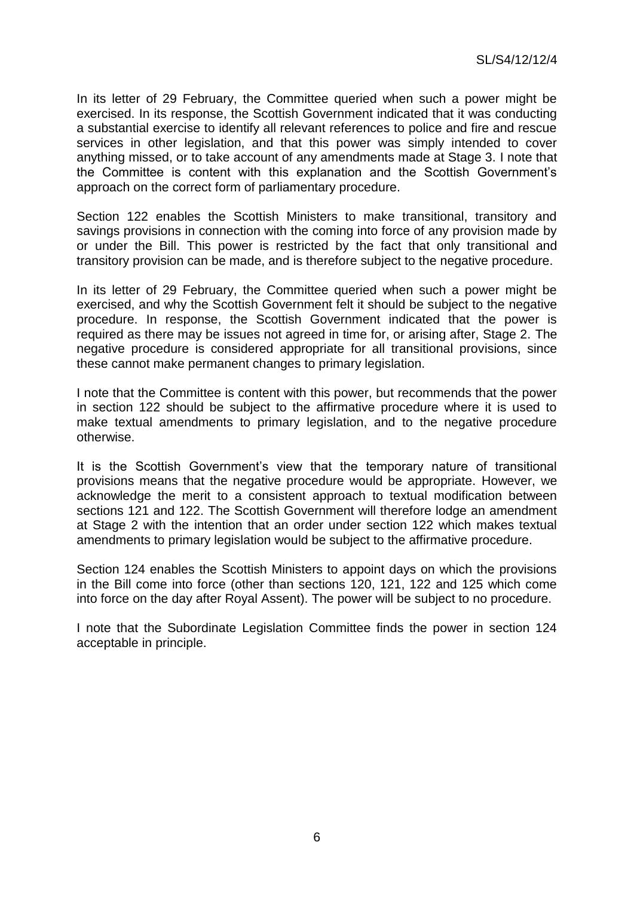In its letter of 29 February, the Committee queried when such a power might be exercised. In its response, the Scottish Government indicated that it was conducting a substantial exercise to identify all relevant references to police and fire and rescue services in other legislation, and that this power was simply intended to cover anything missed, or to take account of any amendments made at Stage 3. I note that the Committee is content with this explanation and the Scottish Government's approach on the correct form of parliamentary procedure.

Section 122 enables the Scottish Ministers to make transitional, transitory and savings provisions in connection with the coming into force of any provision made by or under the Bill. This power is restricted by the fact that only transitional and transitory provision can be made, and is therefore subject to the negative procedure.

In its letter of 29 February, the Committee queried when such a power might be exercised, and why the Scottish Government felt it should be subject to the negative procedure. In response, the Scottish Government indicated that the power is required as there may be issues not agreed in time for, or arising after, Stage 2. The negative procedure is considered appropriate for all transitional provisions, since these cannot make permanent changes to primary legislation.

I note that the Committee is content with this power, but recommends that the power in section 122 should be subject to the affirmative procedure where it is used to make textual amendments to primary legislation, and to the negative procedure otherwise.

It is the Scottish Government's view that the temporary nature of transitional provisions means that the negative procedure would be appropriate. However, we acknowledge the merit to a consistent approach to textual modification between sections 121 and 122. The Scottish Government will therefore lodge an amendment at Stage 2 with the intention that an order under section 122 which makes textual amendments to primary legislation would be subject to the affirmative procedure.

Section 124 enables the Scottish Ministers to appoint days on which the provisions in the Bill come into force (other than sections 120, 121, 122 and 125 which come into force on the day after Royal Assent). The power will be subject to no procedure.

I note that the Subordinate Legislation Committee finds the power in section 124 acceptable in principle.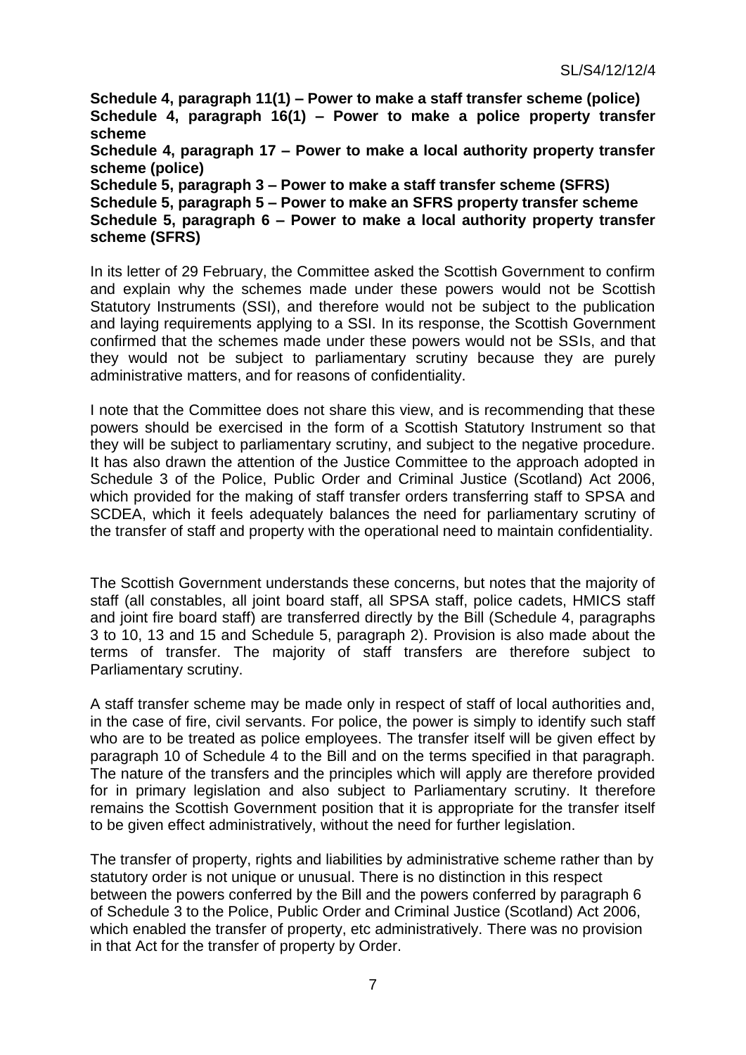**Schedule 4, paragraph 11(1) – Power to make a staff transfer scheme (police)**
**Schedule 4, paragraph 16(1) – Power to make a police property transfer scheme**
**Schedule 4, paragraph 17 – Power to make a local authority property transfer scheme (police)**
**Schedule 5, paragraph 3 – Power to make a staff transfer scheme (SFRS)**
**Schedule 5, paragraph 5 – Power to make an SFRS property transfer scheme**
**Schedule 5, paragraph 6 – Power to make a local authority property transfer scheme (SFRS)**

In its letter of 29 February, the Committee asked the Scottish Government to confirm and explain why the schemes made under these powers would not be Scottish Statutory Instruments (SSI), and therefore would not be subject to the publication and laying requirements applying to a SSI. In its response, the Scottish Government confirmed that the schemes made under these powers would not be SSIs, and that they would not be subject to parliamentary scrutiny because they are purely administrative matters, and for reasons of confidentiality.

I note that the Committee does not share this view, and is recommending that these powers should be exercised in the form of a Scottish Statutory Instrument so that they will be subject to parliamentary scrutiny, and subject to the negative procedure. It has also drawn the attention of the Justice Committee to the approach adopted in Schedule 3 of the Police, Public Order and Criminal Justice (Scotland) Act 2006, which provided for the making of staff transfer orders transferring staff to SPSA and SCDEA, which it feels adequately balances the need for parliamentary scrutiny of the transfer of staff and property with the operational need to maintain confidentiality.

The Scottish Government understands these concerns, but notes that the majority of staff (all constables, all joint board staff, all SPSA staff, police cadets, HMICS staff and joint fire board staff) are transferred directly by the Bill (Schedule 4, paragraphs 3 to 10, 13 and 15 and Schedule 5, paragraph 2). Provision is also made about the terms of transfer. The majority of staff transfers are therefore subject to Parliamentary scrutiny.

A staff transfer scheme may be made only in respect of staff of local authorities and, in the case of fire, civil servants. For police, the power is simply to identify such staff who are to be treated as police employees. The transfer itself will be given effect by paragraph 10 of Schedule 4 to the Bill and on the terms specified in that paragraph. The nature of the transfers and the principles which will apply are therefore provided for in primary legislation and also subject to Parliamentary scrutiny. It therefore remains the Scottish Government position that it is appropriate for the transfer itself to be given effect administratively, without the need for further legislation.

The transfer of property, rights and liabilities by administrative scheme rather than by statutory order is not unique or unusual. There is no distinction in this respect between the powers conferred by the Bill and the powers conferred by paragraph 6 of Schedule 3 to the Police, Public Order and Criminal Justice (Scotland) Act 2006, which enabled the transfer of property, etc administratively. There was no provision in that Act for the transfer of property by Order.